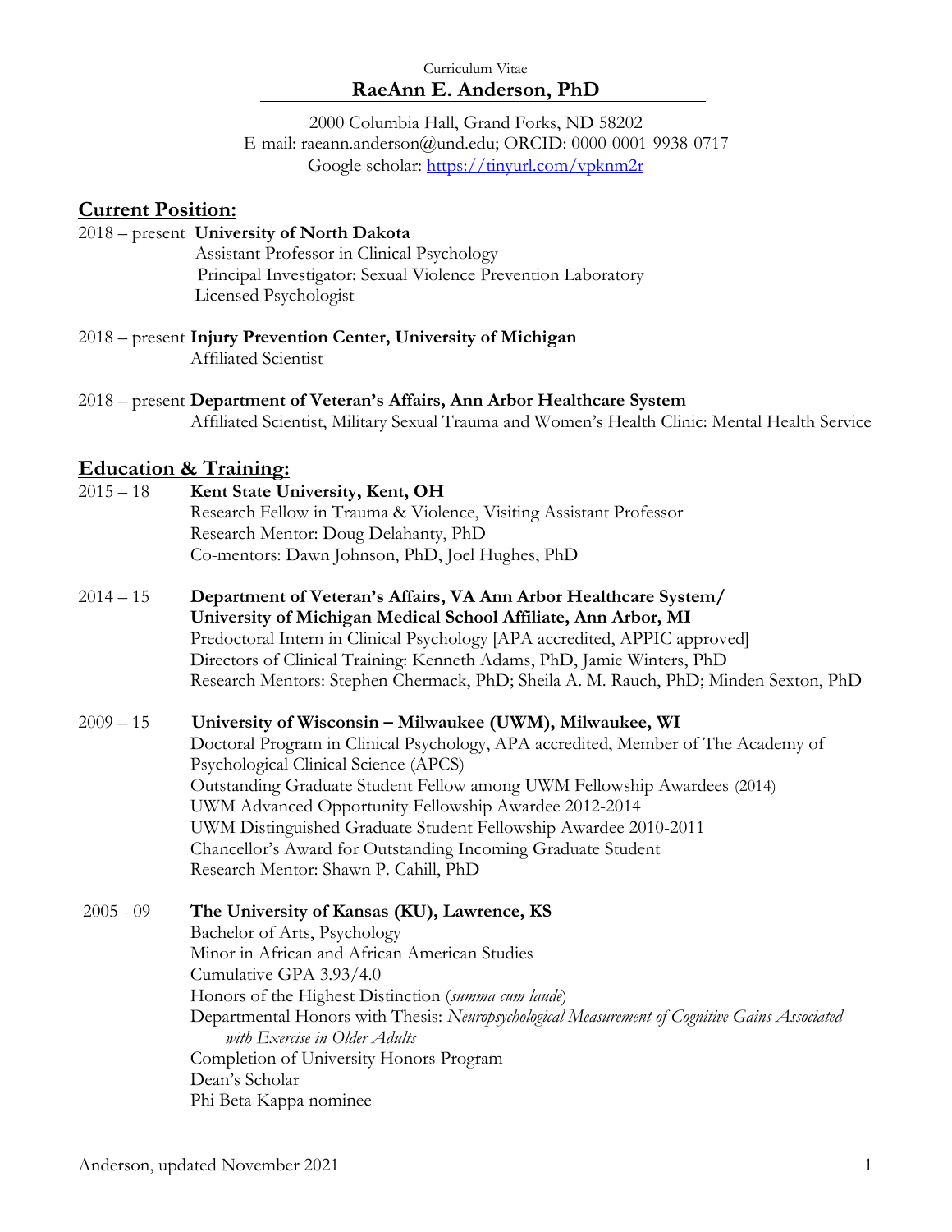Curriculum Vitae

# RaeAnn E. Anderson, PhD

2000 Columbia Hall, Grand Forks, ND 58202
E-mail: raeann.anderson@und.edu; ORCID: 0000-0001-9938-0717
Google scholar: https://tinyurl.com/vpknm2r

## Current Position:

2018 – present **University of North Dakota**
Assistant Professor in Clinical Psychology
Principal Investigator: Sexual Violence Prevention Laboratory
Licensed Psychologist

2018 – present **Injury Prevention Center, University of Michigan**
Affiliated Scientist

2018 – present **Department of Veteran's Affairs, Ann Arbor Healthcare System**
Affiliated Scientist, Military Sexual Trauma and Women's Health Clinic: Mental Health Service

## Education & Training:

2015 – 18 **Kent State University, Kent, OH**
Research Fellow in Trauma & Violence, Visiting Assistant Professor
Research Mentor: Doug Delahanty, PhD
Co-mentors: Dawn Johnson, PhD, Joel Hughes, PhD

2014 – 15 **Department of Veteran's Affairs, VA Ann Arbor Healthcare System/ University of Michigan Medical School Affiliate, Ann Arbor, MI**
Predoctoral Intern in Clinical Psychology [APA accredited, APPIC approved]
Directors of Clinical Training: Kenneth Adams, PhD, Jamie Winters, PhD
Research Mentors: Stephen Chermack, PhD; Sheila A. M. Rauch, PhD; Minden Sexton, PhD

2009 – 15 **University of Wisconsin – Milwaukee (UWM), Milwaukee, WI**
Doctoral Program in Clinical Psychology, APA accredited, Member of The Academy of Psychological Clinical Science (APCS)
Outstanding Graduate Student Fellow among UWM Fellowship Awardees (2014)
UWM Advanced Opportunity Fellowship Awardee 2012-2014
UWM Distinguished Graduate Student Fellowship Awardee 2010-2011
Chancellor's Award for Outstanding Incoming Graduate Student
Research Mentor: Shawn P. Cahill, PhD

2005 - 09 **The University of Kansas (KU), Lawrence, KS**
Bachelor of Arts, Psychology
Minor in African and African American Studies
Cumulative GPA 3.93/4.0
Honors of the Highest Distinction (*summa cum laude*)
Departmental Honors with Thesis: *Neuropsychological Measurement of Cognitive Gains Associated with Exercise in Older Adults*
Completion of University Honors Program
Dean's Scholar
Phi Beta Kappa nominee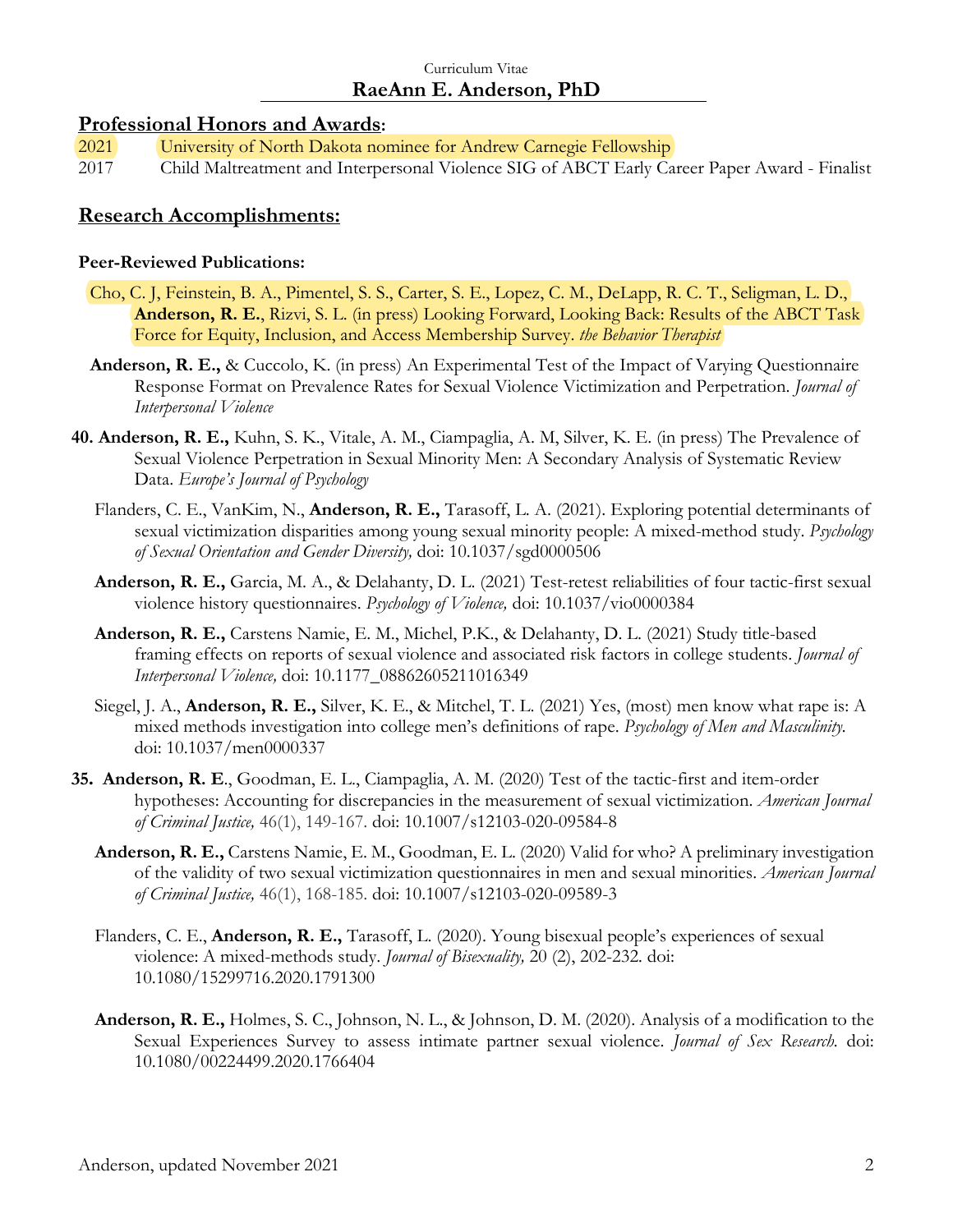Curriculum Vitae

**RaeAnn E. Anderson, PhD**

## Professional Honors and Awards:

2021 University of North Dakota nominee for Andrew Carnegie Fellowship

2017 Child Maltreatment and Interpersonal Violence SIG of ABCT Early Career Paper Award - Finalist

## Research Accomplishments:

### Peer-Reviewed Publications:

Cho, C. J, Feinstein, B. A., Pimentel, S. S., Carter, S. E., Lopez, C. M., DeLapp, R. C. T., Seligman, L. D., **Anderson, R. E.**, Rizvi, S. L. (in press) Looking Forward, Looking Back: Results of the ABCT Task Force for Equity, Inclusion, and Access Membership Survey. *the Behavior Therapist*

**Anderson, R. E.,** & Cuccolo, K. (in press) An Experimental Test of the Impact of Varying Questionnaire Response Format on Prevalence Rates for Sexual Violence Victimization and Perpetration. *Journal of Interpersonal Violence*

**40. Anderson, R. E.,** Kuhn, S. K., Vitale, A. M., Ciampaglia, A. M, Silver, K. E. (in press) The Prevalence of Sexual Violence Perpetration in Sexual Minority Men: A Secondary Analysis of Systematic Review Data. *Europe's Journal of Psychology*

Flanders, C. E., VanKim, N., **Anderson, R. E.,** Tarasoff, L. A. (2021). Exploring potential determinants of sexual victimization disparities among young sexual minority people: A mixed-method study. *Psychology of Sexual Orientation and Gender Diversity,* doi: 10.1037/sgd0000506

**Anderson, R. E.,** Garcia, M. A., & Delahanty, D. L. (2021) Test-retest reliabilities of four tactic-first sexual violence history questionnaires. *Psychology of Violence,* doi: 10.1037/vio0000384

**Anderson, R. E.,** Carstens Namie, E. M., Michel, P.K., & Delahanty, D. L. (2021) Study title-based framing effects on reports of sexual violence and associated risk factors in college students. *Journal of Interpersonal Violence,* doi: 10.1177_08862605211016349

Siegel, J. A., **Anderson, R. E.,** Silver, K. E., & Mitchel, T. L. (2021) Yes, (most) men know what rape is: A mixed methods investigation into college men's definitions of rape. *Psychology of Men and Masculinity.* doi: 10.1037/men0000337

**35. Anderson, R. E**., Goodman, E. L., Ciampaglia, A. M. (2020) Test of the tactic-first and item-order hypotheses: Accounting for discrepancies in the measurement of sexual victimization. *American Journal of Criminal Justice,* 46(1), 149-167. doi: 10.1007/s12103-020-09584-8

**Anderson, R. E.,** Carstens Namie, E. M., Goodman, E. L. (2020) Valid for who? A preliminary investigation of the validity of two sexual victimization questionnaires in men and sexual minorities. *American Journal of Criminal Justice,* 46(1), 168-185. doi: 10.1007/s12103-020-09589-3

Flanders, C. E., **Anderson, R. E.,** Tarasoff, L. (2020). Young bisexual people's experiences of sexual violence: A mixed-methods study. *Journal of Bisexuality,* 20 (2), 202-232. doi: 10.1080/15299716.2020.1791300

**Anderson, R. E.,** Holmes, S. C., Johnson, N. L., & Johnson, D. M. (2020). Analysis of a modification to the Sexual Experiences Survey to assess intimate partner sexual violence. *Journal of Sex Research.* doi: 10.1080/00224499.2020.1766404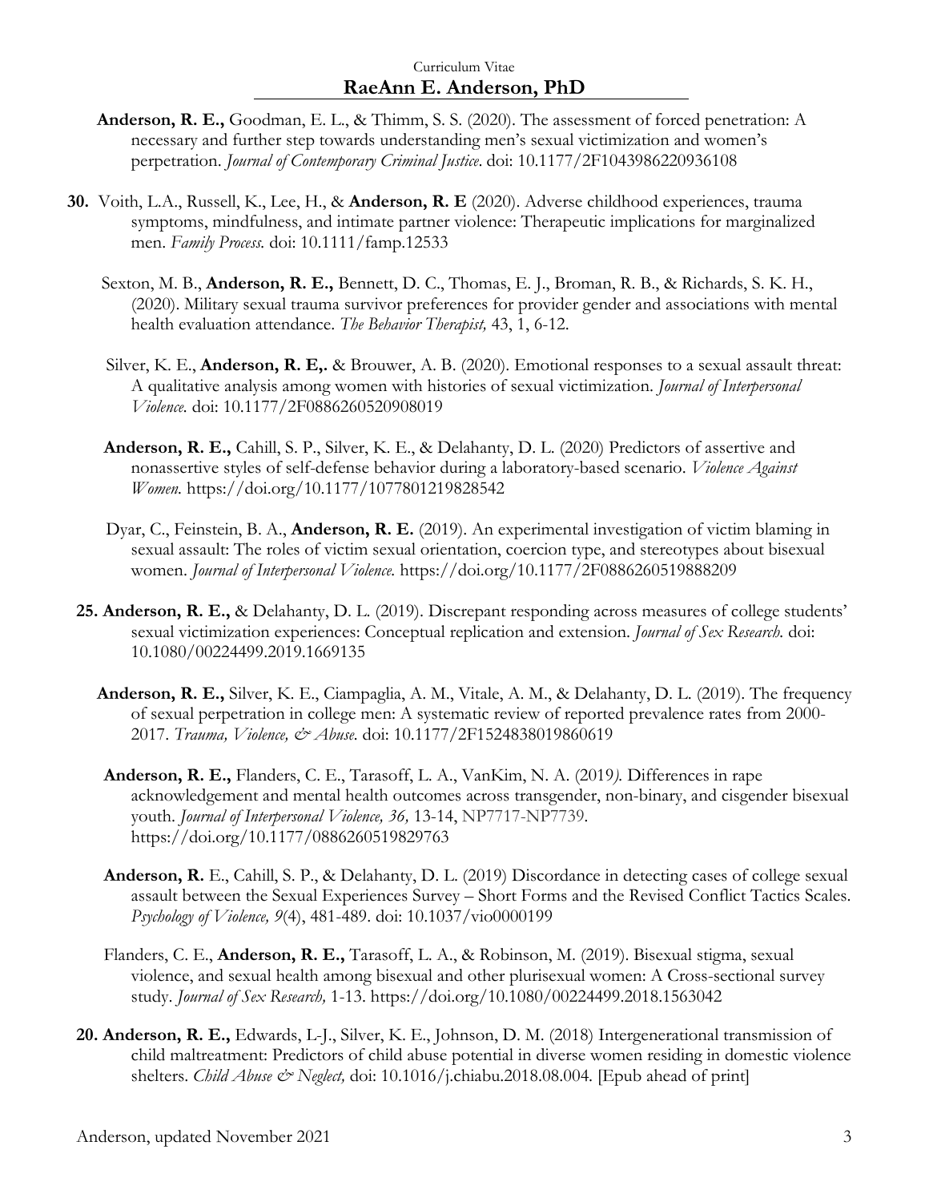**Anderson, R. E.,** Goodman, E. L., & Thimm, S. S. (2020). The assessment of forced penetration: A necessary and further step towards understanding men's sexual victimization and women's perpetration. *Journal of Contemporary Criminal Justice*. doi: 10.1177/2F1043986220936108

**30.** Voith, L.A., Russell, K., Lee, H., & **Anderson, R. E** (2020). Adverse childhood experiences, trauma symptoms, mindfulness, and intimate partner violence: Therapeutic implications for marginalized men. *Family Process.* doi: 10.1111/famp.12533

Sexton, M. B., **Anderson, R. E.,** Bennett, D. C., Thomas, E. J., Broman, R. B., & Richards, S. K. H., (2020). Military sexual trauma survivor preferences for provider gender and associations with mental health evaluation attendance. *The Behavior Therapist,* 43, 1, 6-12.

Silver, K. E., **Anderson, R. E,.** & Brouwer, A. B. (2020). Emotional responses to a sexual assault threat: A qualitative analysis among women with histories of sexual victimization. *Journal of Interpersonal Violence.* doi: 10.1177/2F0886260520908019

**Anderson, R. E.,** Cahill, S. P., Silver, K. E., & Delahanty, D. L. (2020) Predictors of assertive and nonassertive styles of self-defense behavior during a laboratory-based scenario. *Violence Against Women.* https://doi.org/10.1177/1077801219828542

Dyar, C., Feinstein, B. A., **Anderson, R. E.** (2019). An experimental investigation of victim blaming in sexual assault: The roles of victim sexual orientation, coercion type, and stereotypes about bisexual women. *Journal of Interpersonal Violence.* https://doi.org/10.1177/2F0886260519888209

**25. Anderson, R. E.,** & Delahanty, D. L. (2019). Discrepant responding across measures of college students' sexual victimization experiences: Conceptual replication and extension. *Journal of Sex Research.* doi: 10.1080/00224499.2019.1669135

**Anderson, R. E.,** Silver, K. E., Ciampaglia, A. M., Vitale, A. M., & Delahanty, D. L. (2019). The frequency of sexual perpetration in college men: A systematic review of reported prevalence rates from 2000-2017. *Trauma, Violence, & Abuse.* doi: 10.1177/2F1524838019860619

**Anderson, R. E.,** Flanders, C. E., Tarasoff, L. A., VanKim, N. A. (2019*).* Differences in rape acknowledgement and mental health outcomes across transgender, non-binary, and cisgender bisexual youth. *Journal of Interpersonal Violence, 36,* 13-14, NP7717-NP7739. https://doi.org/10.1177/0886260519829763

**Anderson, R.** E., Cahill, S. P., & Delahanty, D. L. (2019) Discordance in detecting cases of college sexual assault between the Sexual Experiences Survey – Short Forms and the Revised Conflict Tactics Scales. *Psychology of Violence, 9*(4), 481-489. doi: 10.1037/vio0000199

Flanders, C. E., **Anderson, R. E.,** Tarasoff, L. A., & Robinson, M. (2019). Bisexual stigma, sexual violence, and sexual health among bisexual and other plurisexual women: A Cross-sectional survey study. *Journal of Sex Research,* 1-13. https://doi.org/10.1080/00224499.2018.1563042

**20. Anderson, R. E.,** Edwards, L-J., Silver, K. E., Johnson, D. M. (2018) Intergenerational transmission of child maltreatment: Predictors of child abuse potential in diverse women residing in domestic violence shelters. *Child Abuse & Neglect,* doi: 10.1016/j.chiabu.2018.08.004. [Epub ahead of print]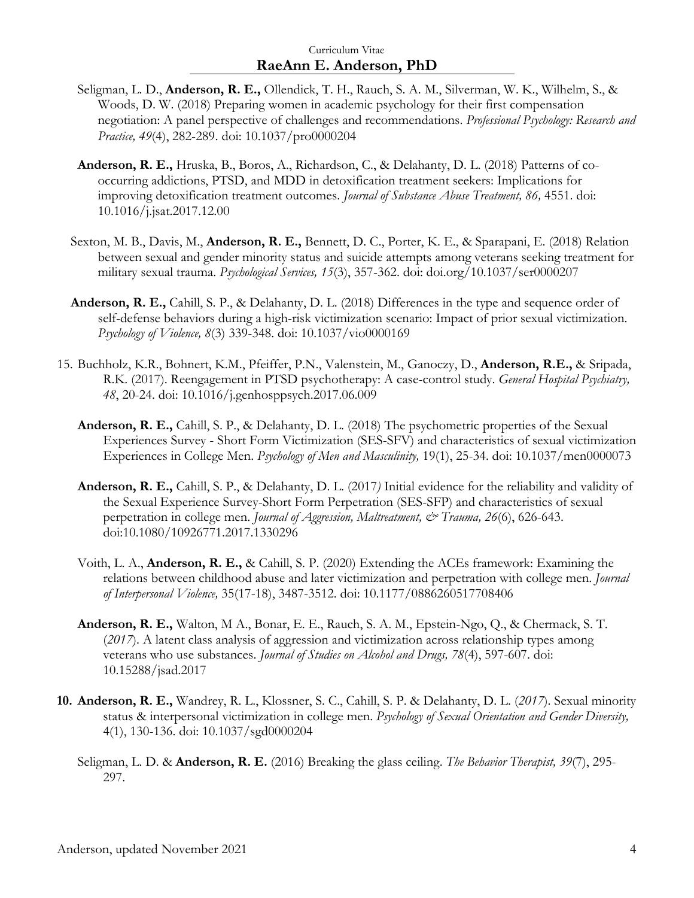Seligman, L. D., **Anderson, R. E.,** Ollendick, T. H., Rauch, S. A. M., Silverman, W. K., Wilhelm, S., & Woods, D. W. (2018) Preparing women in academic psychology for their first compensation negotiation: A panel perspective of challenges and recommendations. *Professional Psychology: Research and Practice, 49*(4), 282-289. doi: 10.1037/pro0000204

**Anderson, R. E.,** Hruska, B., Boros, A., Richardson, C., & Delahanty, D. L. (2018) Patterns of co-occurring addictions, PTSD, and MDD in detoxification treatment seekers: Implications for improving detoxification treatment outcomes. *Journal of Substance Abuse Treatment, 86,* 4551. doi: 10.1016/j.jsat.2017.12.00

Sexton, M. B., Davis, M., **Anderson, R. E.,** Bennett, D. C., Porter, K. E., & Sparapani, E. (2018) Relation between sexual and gender minority status and suicide attempts among veterans seeking treatment for military sexual trauma. *Psychological Services, 15*(3), 357-362. doi: doi.org/10.1037/ser0000207

**Anderson, R. E.,** Cahill, S. P., & Delahanty, D. L. (2018) Differences in the type and sequence order of self-defense behaviors during a high-risk victimization scenario: Impact of prior sexual victimization. *Psychology of Violence, 8*(3) 339-348. doi: 10.1037/vio0000169

15. Buchholz, K.R., Bohnert, K.M., Pfeiffer, P.N., Valenstein, M., Ganoczy, D., **Anderson, R.E.,** & Sripada, R.K. (2017). Reengagement in PTSD psychotherapy: A case-control study. *General Hospital Psychiatry, 48*, 20-24. doi: 10.1016/j.genhosppsych.2017.06.009

**Anderson, R. E.,** Cahill, S. P., & Delahanty, D. L. (2018) The psychometric properties of the Sexual Experiences Survey - Short Form Victimization (SES-SFV) and characteristics of sexual victimization Experiences in College Men. *Psychology of Men and Masculinity,* 19(1), 25-34. doi: 10.1037/men0000073

**Anderson, R. E.,** Cahill, S. P., & Delahanty, D. L. (2017*)* Initial evidence for the reliability and validity of the Sexual Experience Survey-Short Form Perpetration (SES-SFP) and characteristics of sexual perpetration in college men. *Journal of Aggression, Maltreatment, & Trauma, 26*(6), 626-643. doi:10.1080/10926771.2017.1330296

Voith, L. A., **Anderson, R. E.,** & Cahill, S. P. (2020) Extending the ACEs framework: Examining the relations between childhood abuse and later victimization and perpetration with college men. *Journal of Interpersonal Violence,* 35(17-18), 3487-3512. doi: 10.1177/0886260517708406

**Anderson, R. E.,** Walton, M A., Bonar, E. E., Rauch, S. A. M., Epstein-Ngo, Q., & Chermack, S. T. (*2017*). A latent class analysis of aggression and victimization across relationship types among veterans who use substances. *Journal of Studies on Alcohol and Drugs, 78*(4), 597-607. doi: 10.15288/jsad.2017

**10. Anderson, R. E.,** Wandrey, R. L., Klossner, S. C., Cahill, S. P. & Delahanty, D. L. (*2017*). Sexual minority status & interpersonal victimization in college men. *Psychology of Sexual Orientation and Gender Diversity,* 4(1), 130-136. doi: 10.1037/sgd0000204

Seligman, L. D. & **Anderson, R. E.** (2016) Breaking the glass ceiling. *The Behavior Therapist, 39*(7), 295-297.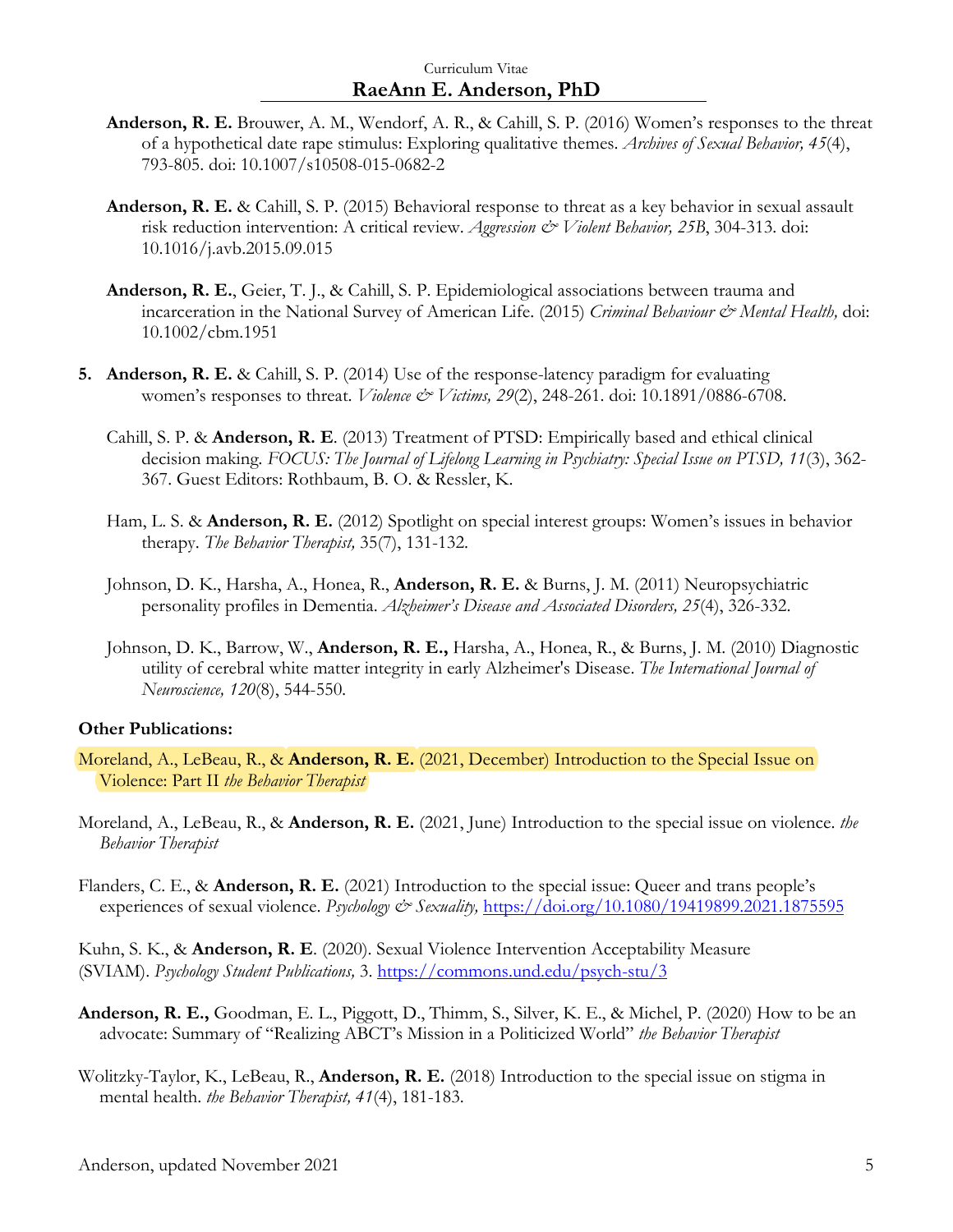**Anderson, R. E.** Brouwer, A. M., Wendorf, A. R., & Cahill, S. P. (2016) Women's responses to the threat of a hypothetical date rape stimulus: Exploring qualitative themes. *Archives of Sexual Behavior, 45*(4), 793-805. doi: 10.1007/s10508-015-0682-2

**Anderson, R. E.** & Cahill, S. P. (2015) Behavioral response to threat as a key behavior in sexual assault risk reduction intervention: A critical review. *Aggression & Violent Behavior, 25B*, 304-313. doi: 10.1016/j.avb.2015.09.015

**Anderson, R. E.**, Geier, T. J., & Cahill, S. P. Epidemiological associations between trauma and incarceration in the National Survey of American Life. (2015) *Criminal Behaviour & Mental Health,* doi: 10.1002/cbm.1951

5. **Anderson, R. E.** & Cahill, S. P. (2014) Use of the response-latency paradigm for evaluating women's responses to threat. *Violence & Victims, 29*(2), 248-261. doi: 10.1891/0886-6708.

Cahill, S. P. & **Anderson, R. E**. (2013) Treatment of PTSD: Empirically based and ethical clinical decision making. *FOCUS: The Journal of Lifelong Learning in Psychiatry: Special Issue on PTSD, 11*(3), 362-367. Guest Editors: Rothbaum, B. O. & Ressler, K.

Ham, L. S. & **Anderson, R. E.** (2012) Spotlight on special interest groups: Women's issues in behavior therapy. *The Behavior Therapist,* 35(7), 131-132.

Johnson, D. K., Harsha, A., Honea, R., **Anderson, R. E.** & Burns, J. M. (2011) Neuropsychiatric personality profiles in Dementia. *Alzheimer's Disease and Associated Disorders, 25*(4), 326-332.

Johnson, D. K., Barrow, W., **Anderson, R. E.,** Harsha, A., Honea, R., & Burns, J. M. (2010) Diagnostic utility of cerebral white matter integrity in early Alzheimer's Disease. *The International Journal of Neuroscience, 120*(8), 544-550.

**Other Publications:**

Moreland, A., LeBeau, R., & **Anderson, R. E.** (2021, December) Introduction to the Special Issue on Violence: Part II *the Behavior Therapist*

Moreland, A., LeBeau, R., & **Anderson, R. E.** (2021, June) Introduction to the special issue on violence. *the Behavior Therapist*

Flanders, C. E., & **Anderson, R. E.** (2021) Introduction to the special issue: Queer and trans people's experiences of sexual violence. *Psychology & Sexuality,* https://doi.org/10.1080/19419899.2021.1875595

Kuhn, S. K., & **Anderson, R. E**. (2020). Sexual Violence Intervention Acceptability Measure (SVIAM). *Psychology Student Publications,* 3. https://commons.und.edu/psych-stu/3

**Anderson, R. E.,** Goodman, E. L., Piggott, D., Thimm, S., Silver, K. E., & Michel, P. (2020) How to be an advocate: Summary of "Realizing ABCT's Mission in a Politicized World" *the Behavior Therapist*

Wolitzky-Taylor, K., LeBeau, R., **Anderson, R. E.** (2018) Introduction to the special issue on stigma in mental health. *the Behavior Therapist, 41*(4), 181-183.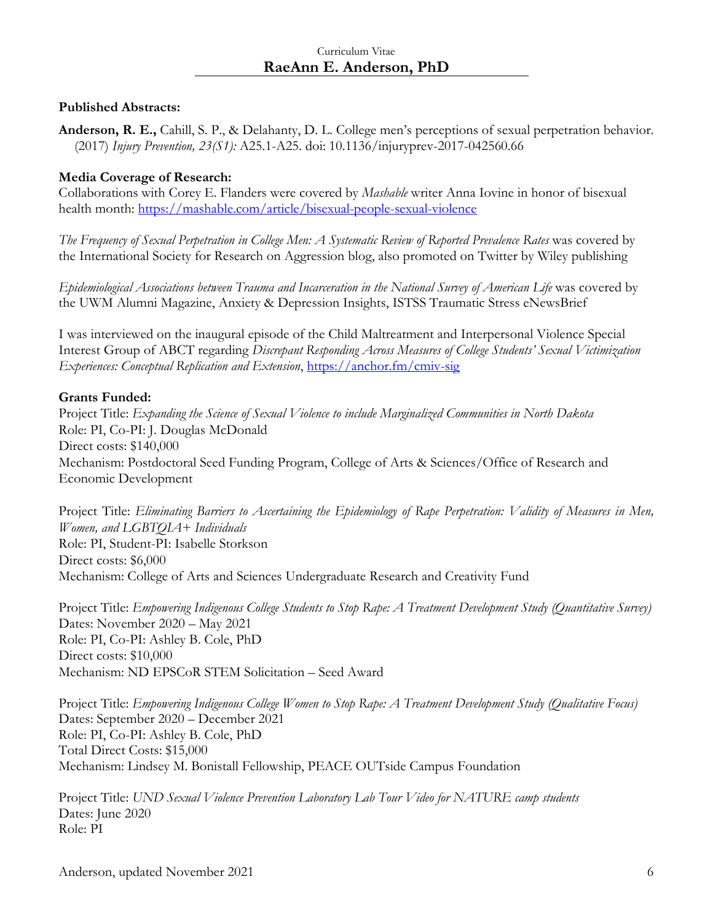**Published Abstracts:**

**Anderson, R. E.,** Cahill, S. P., & Delahanty, D. L. College men's perceptions of sexual perpetration behavior. (2017) *Injury Prevention, 23(S1):* A25.1-A25. doi: 10.1136/injuryprev-2017-042560.66

**Media Coverage of Research:**

Collaborations with Corey E. Flanders were covered by *Mashable* writer Anna Iovine in honor of bisexual health month: https://mashable.com/article/bisexual-people-sexual-violence

*The Frequency of Sexual Perpetration in College Men: A Systematic Review of Reported Prevalence Rates* was covered by the International Society for Research on Aggression blog, also promoted on Twitter by Wiley publishing

*Epidemiological Associations between Trauma and Incarceration in the National Survey of American Life* was covered by the UWM Alumni Magazine, Anxiety & Depression Insights, ISTSS Traumatic Stress eNewsBrief

I was interviewed on the inaugural episode of the Child Maltreatment and Interpersonal Violence Special Interest Group of ABCT regarding *Discrepant Responding Across Measures of College Students' Sexual Victimization Experiences: Conceptual Replication and Extension*, https://anchor.fm/cmiv-sig

**Grants Funded:**

Project Title: *Expanding the Science of Sexual Violence to include Marginalized Communities in North Dakota*
Role: PI, Co-PI: J. Douglas McDonald
Direct costs: $140,000
Mechanism: Postdoctoral Seed Funding Program, College of Arts & Sciences/Office of Research and Economic Development

Project Title: *Eliminating Barriers to Ascertaining the Epidemiology of Rape Perpetration: Validity of Measures in Men, Women, and LGBTQIA+ Individuals*
Role: PI, Student-PI: Isabelle Storkson
Direct costs: $6,000
Mechanism: College of Arts and Sciences Undergraduate Research and Creativity Fund

Project Title: *Empowering Indigenous College Students to Stop Rape: A Treatment Development Study (Quantitative Survey)*
Dates: November 2020 – May 2021
Role: PI, Co-PI: Ashley B. Cole, PhD
Direct costs: $10,000
Mechanism: ND EPSCoR STEM Solicitation – Seed Award

Project Title: *Empowering Indigenous College Women to Stop Rape: A Treatment Development Study (Qualitative Focus)*
Dates: September 2020 – December 2021
Role: PI, Co-PI: Ashley B. Cole, PhD
Total Direct Costs: $15,000
Mechanism: Lindsey M. Bonistall Fellowship, PEACE OUTside Campus Foundation

Project Title: *UND Sexual Violence Prevention Laboratory Lab Tour Video for NATURE camp students*
Dates: June 2020
Role: PI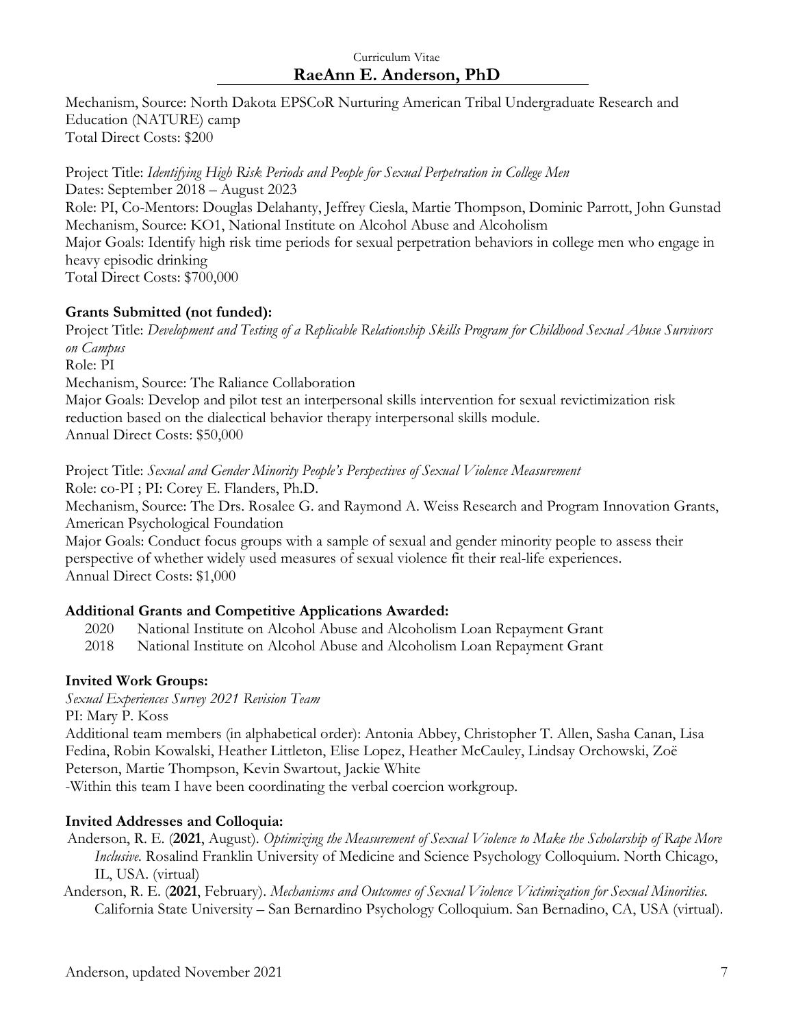Mechanism, Source: North Dakota EPSCoR Nurturing American Tribal Undergraduate Research and Education (NATURE) camp
Total Direct Costs: $200

Project Title: *Identifying High Risk Periods and People for Sexual Perpetration in College Men*
Dates: September 2018 – August 2023
Role: PI, Co-Mentors: Douglas Delahanty, Jeffrey Ciesla, Martie Thompson, Dominic Parrott, John Gunstad
Mechanism, Source: KO1, National Institute on Alcohol Abuse and Alcoholism
Major Goals: Identify high risk time periods for sexual perpetration behaviors in college men who engage in heavy episodic drinking
Total Direct Costs: $700,000

**Grants Submitted (not funded):**

Project Title: *Development and Testing of a Replicable Relationship Skills Program for Childhood Sexual Abuse Survivors on Campus*
Role: PI
Mechanism, Source: The Raliance Collaboration
Major Goals: Develop and pilot test an interpersonal skills intervention for sexual revictimization risk reduction based on the dialectical behavior therapy interpersonal skills module.
Annual Direct Costs: $50,000

Project Title: *Sexual and Gender Minority People's Perspectives of Sexual Violence Measurement*
Role: co-PI ; PI: Corey E. Flanders, Ph.D.
Mechanism, Source: The Drs. Rosalee G. and Raymond A. Weiss Research and Program Innovation Grants, American Psychological Foundation
Major Goals: Conduct focus groups with a sample of sexual and gender minority people to assess their perspective of whether widely used measures of sexual violence fit their real-life experiences.
Annual Direct Costs: $1,000

**Additional Grants and Competitive Applications Awarded:**

2020 National Institute on Alcohol Abuse and Alcoholism Loan Repayment Grant
2018 National Institute on Alcohol Abuse and Alcoholism Loan Repayment Grant

**Invited Work Groups:**

*Sexual Experiences Survey 2021 Revision Team*
PI: Mary P. Koss
Additional team members (in alphabetical order): Antonia Abbey, Christopher T. Allen, Sasha Canan, Lisa Fedina, Robin Kowalski, Heather Littleton, Elise Lopez, Heather McCauley, Lindsay Orchowski, Zoë Peterson, Martie Thompson, Kevin Swartout, Jackie White
-Within this team I have been coordinating the verbal coercion workgroup.

**Invited Addresses and Colloquia:**

Anderson, R. E. (**2021**, August). *Optimizing the Measurement of Sexual Violence to Make the Scholarship of Rape More Inclusive.* Rosalind Franklin University of Medicine and Science Psychology Colloquium. North Chicago, IL, USA. (virtual)

Anderson, R. E. (**2021**, February). *Mechanisms and Outcomes of Sexual Violence Victimization for Sexual Minorities.* California State University – San Bernardino Psychology Colloquium. San Bernadino, CA, USA (virtual).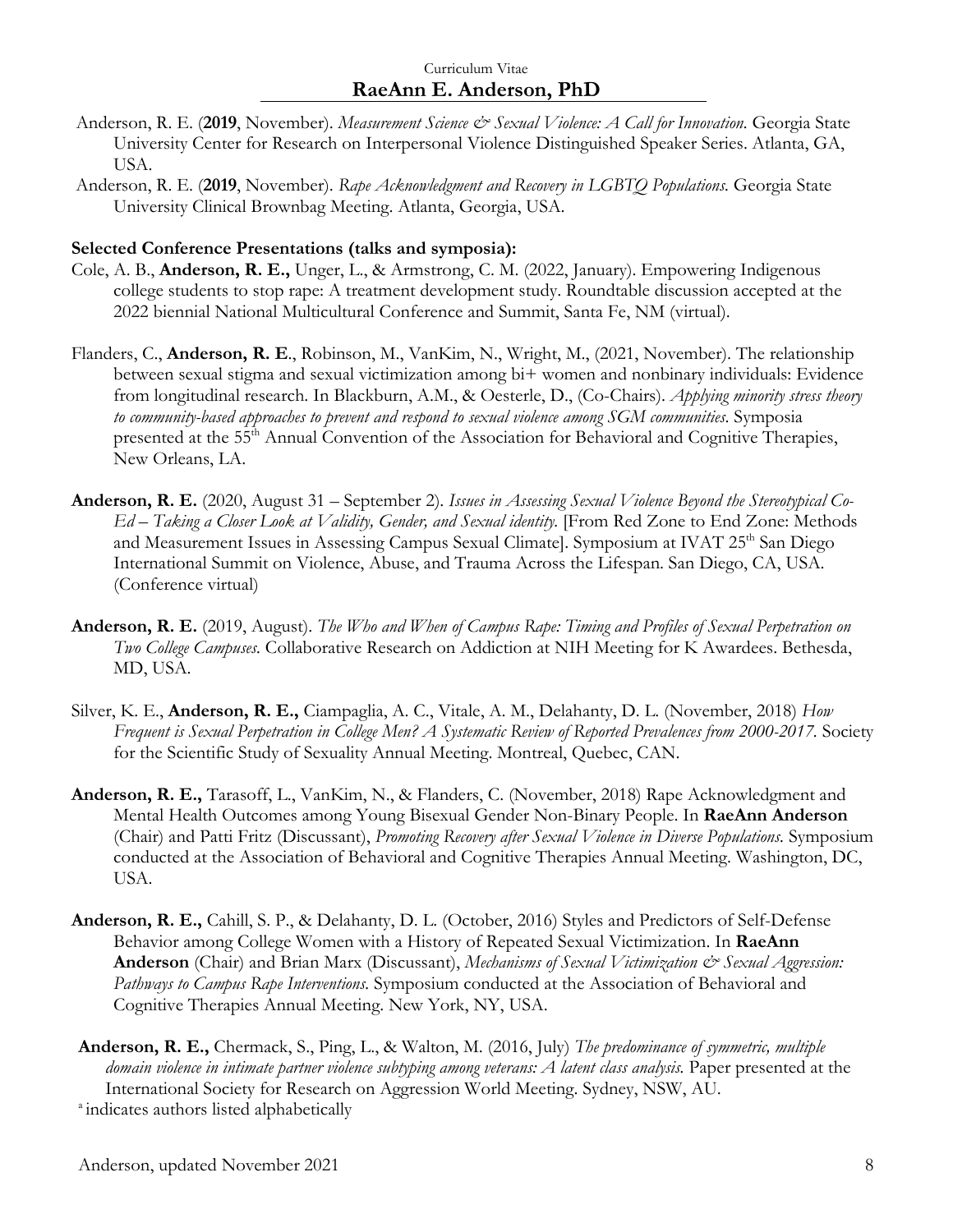Anderson, R. E. (**2019**, November). *Measurement Science & Sexual Violence: A Call for Innovation.* Georgia State University Center for Research on Interpersonal Violence Distinguished Speaker Series. Atlanta, GA, USA.

Anderson, R. E. (**2019**, November). *Rape Acknowledgment and Recovery in LGBTQ Populations.* Georgia State University Clinical Brownbag Meeting. Atlanta, Georgia, USA.

**Selected Conference Presentations (talks and symposia):**

Cole, A. B., **Anderson, R. E.,** Unger, L., & Armstrong, C. M. (2022, January). Empowering Indigenous college students to stop rape: A treatment development study. Roundtable discussion accepted at the 2022 biennial National Multicultural Conference and Summit, Santa Fe, NM (virtual).

Flanders, C., **Anderson, R. E**., Robinson, M., VanKim, N., Wright, M., (2021, November). The relationship between sexual stigma and sexual victimization among bi+ women and nonbinary individuals: Evidence from longitudinal research. In Blackburn, A.M., & Oesterle, D., (Co-Chairs). *Applying minority stress theory to community-based approaches to prevent and respond to sexual violence among SGM communities.* Symposia presented at the 55th Annual Convention of the Association for Behavioral and Cognitive Therapies, New Orleans, LA.

**Anderson, R. E.** (2020, August 31 – September 2). *Issues in Assessing Sexual Violence Beyond the Stereotypical Co-Ed – Taking a Closer Look at Validity, Gender, and Sexual identity.* [From Red Zone to End Zone: Methods and Measurement Issues in Assessing Campus Sexual Climate]. Symposium at IVAT 25th San Diego International Summit on Violence, Abuse, and Trauma Across the Lifespan. San Diego, CA, USA. (Conference virtual)

**Anderson, R. E.** (2019, August). *The Who and When of Campus Rape: Timing and Profiles of Sexual Perpetration on Two College Campuses.* Collaborative Research on Addiction at NIH Meeting for K Awardees. Bethesda, MD, USA.

Silver, K. E., **Anderson, R. E.,** Ciampaglia, A. C., Vitale, A. M., Delahanty, D. L. (November, 2018) *How Frequent is Sexual Perpetration in College Men? A Systematic Review of Reported Prevalences from 2000-2017.* Society for the Scientific Study of Sexuality Annual Meeting. Montreal, Quebec, CAN.

**Anderson, R. E.,** Tarasoff, L., VanKim, N., & Flanders, C. (November, 2018) Rape Acknowledgment and Mental Health Outcomes among Young Bisexual Gender Non-Binary People. In **RaeAnn Anderson** (Chair) and Patti Fritz (Discussant), *Promoting Recovery after Sexual Violence in Diverse Populations.* Symposium conducted at the Association of Behavioral and Cognitive Therapies Annual Meeting. Washington, DC, USA.

**Anderson, R. E.,** Cahill, S. P., & Delahanty, D. L. (October, 2016) Styles and Predictors of Self-Defense Behavior among College Women with a History of Repeated Sexual Victimization. In **RaeAnn Anderson** (Chair) and Brian Marx (Discussant), *Mechanisms of Sexual Victimization & Sexual Aggression: Pathways to Campus Rape Interventions.* Symposium conducted at the Association of Behavioral and Cognitive Therapies Annual Meeting. New York, NY, USA.

**Anderson, R. E.,** Chermack, S., Ping, L., & Walton, M. (2016, July) *The predominance of symmetric, multiple domain violence in intimate partner violence subtyping among veterans: A latent class analysis.* Paper presented at the International Society for Research on Aggression World Meeting. Sydney, NSW, AU.

[a] indicates authors listed alphabetically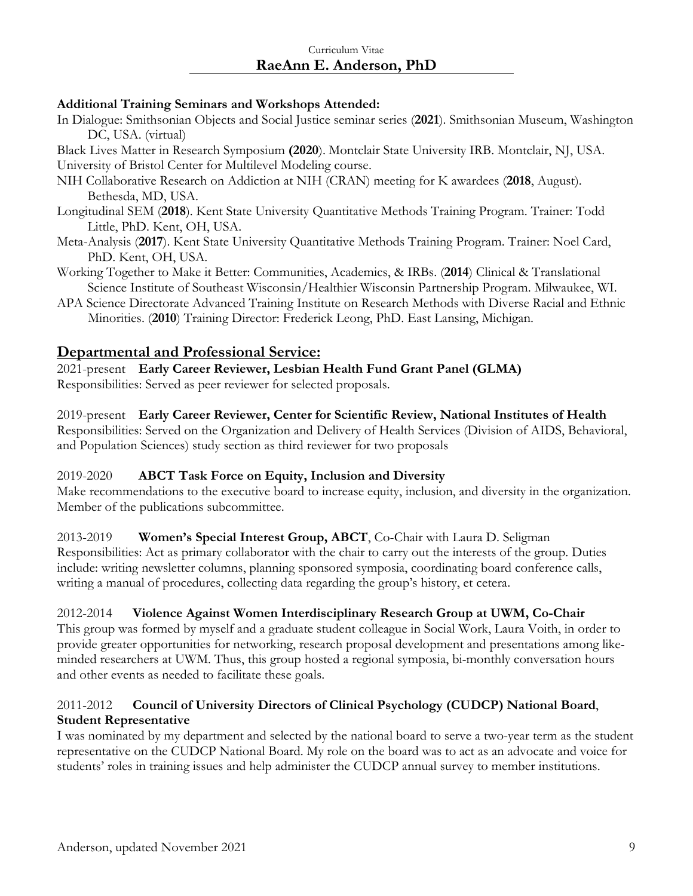**Additional Training Seminars and Workshops Attended:**

In Dialogue: Smithsonian Objects and Social Justice seminar series (**2021**). Smithsonian Museum, Washington DC, USA. (virtual)

Black Lives Matter in Research Symposium **(2020**). Montclair State University IRB. Montclair, NJ, USA.

University of Bristol Center for Multilevel Modeling course.

NIH Collaborative Research on Addiction at NIH (CRAN) meeting for K awardees (**2018**, August). Bethesda, MD, USA.

Longitudinal SEM (**2018**). Kent State University Quantitative Methods Training Program. Trainer: Todd Little, PhD. Kent, OH, USA.

Meta-Analysis (**2017**). Kent State University Quantitative Methods Training Program. Trainer: Noel Card, PhD. Kent, OH, USA.

Working Together to Make it Better: Communities, Academics, & IRBs. (**2014**) Clinical & Translational Science Institute of Southeast Wisconsin/Healthier Wisconsin Partnership Program. Milwaukee, WI.

APA Science Directorate Advanced Training Institute on Research Methods with Diverse Racial and Ethnic Minorities. (**2010**) Training Director: Frederick Leong, PhD. East Lansing, Michigan.

## Departmental and Professional Service:

2021-present **Early Career Reviewer, Lesbian Health Fund Grant Panel (GLMA)**
Responsibilities: Served as peer reviewer for selected proposals.

2019-present **Early Career Reviewer, Center for Scientific Review, National Institutes of Health**
Responsibilities: Served on the Organization and Delivery of Health Services (Division of AIDS, Behavioral, and Population Sciences) study section as third reviewer for two proposals

2019-2020 **ABCT Task Force on Equity, Inclusion and Diversity**
Make recommendations to the executive board to increase equity, inclusion, and diversity in the organization. Member of the publications subcommittee.

2013-2019 **Women's Special Interest Group, ABCT**, Co-Chair with Laura D. Seligman
Responsibilities: Act as primary collaborator with the chair to carry out the interests of the group. Duties include: writing newsletter columns, planning sponsored symposia, coordinating board conference calls, writing a manual of procedures, collecting data regarding the group's history, et cetera.

2012-2014 **Violence Against Women Interdisciplinary Research Group at UWM, Co-Chair**
This group was formed by myself and a graduate student colleague in Social Work, Laura Voith, in order to provide greater opportunities for networking, research proposal development and presentations among like-minded researchers at UWM. Thus, this group hosted a regional symposia, bi-monthly conversation hours and other events as needed to facilitate these goals.

2011-2012 **Council of University Directors of Clinical Psychology (CUDCP) National Board**, **Student Representative**
I was nominated by my department and selected by the national board to serve a two-year term as the student representative on the CUDCP National Board. My role on the board was to act as an advocate and voice for students' roles in training issues and help administer the CUDCP annual survey to member institutions.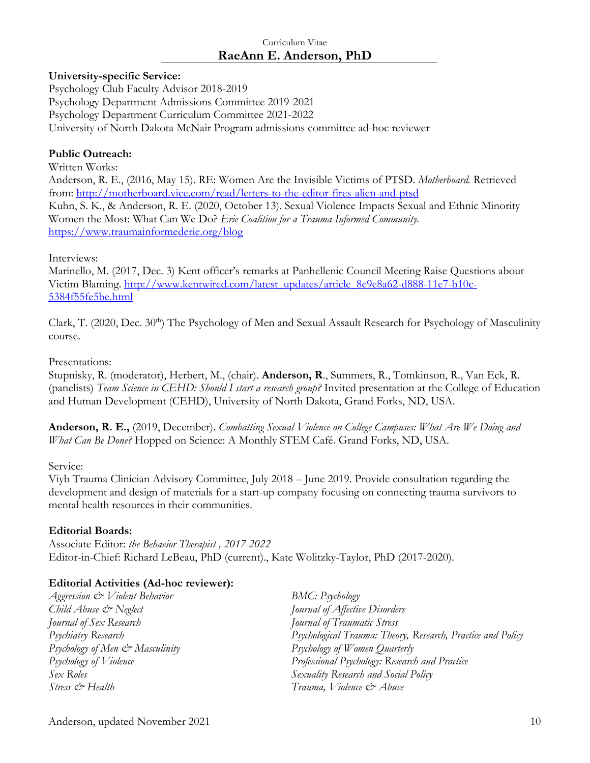**University-specific Service:**
Psychology Club Faculty Advisor 2018-2019
Psychology Department Admissions Committee 2019-2021
Psychology Department Curriculum Committee 2021-2022
University of North Dakota McNair Program admissions committee ad-hoc reviewer

**Public Outreach:**

Written Works:

Anderson, R. E., (2016, May 15). RE: Women Are the Invisible Victims of PTSD. *Motherboard.* Retrieved from: http://motherboard.vice.com/read/letters-to-the-editor-fires-alien-and-ptsd

Kuhn, S. K., & Anderson, R. E. (2020, October 13). Sexual Violence Impacts Sexual and Ethnic Minority Women the Most: What Can We Do? *Erie Coalition for a Trauma-Informed Community.* https://www.traumainformederie.org/blog

Interviews:

Marinello, M. (2017, Dec. 3) Kent officer's remarks at Panhellenic Council Meeting Raise Questions about Victim Blaming. http://www.kentwired.com/latest_updates/article_8e9e8a62-d888-11e7-b10c-5384f55fe5be.html

Clark, T. (2020, Dec. 30th) The Psychology of Men and Sexual Assault Research for Psychology of Masculinity course.

Presentations:

Stupnisky, R. (moderator), Herbert, M., (chair). **Anderson, R**., Summers, R., Tomkinson, R., Van Eck, R. (panelists) *Team Science in CEHD: Should I start a research group?* Invited presentation at the College of Education and Human Development (CEHD), University of North Dakota, Grand Forks, ND, USA.

**Anderson, R. E.,** (2019, December). *Combatting Sexual Violence on College Campuses: What Are We Doing and What Can Be Done?* Hopped on Science: A Monthly STEM Café. Grand Forks, ND, USA.

Service:

Viyb Trauma Clinician Advisory Committee, July 2018 – June 2019. Provide consultation regarding the development and design of materials for a start-up company focusing on connecting trauma survivors to mental health resources in their communities.

**Editorial Boards:**

Associate Editor: *the Behavior Therapist , 2017-2022*
Editor-in-Chief: Richard LeBeau, PhD (current)., Kate Wolitzky-Taylor, PhD (2017-2020).

**Editorial Activities (Ad-hoc reviewer):**

*Aggression & Violent Behavior*
*Child Abuse & Neglect*
*Journal of Sex Research*
*Psychiatry Research*
*Psychology of Men & Masculinity*
*Psychology of Violence*
*Sex Roles*
*Stress & Health*
*BMC: Psychology*
*Journal of Affective Disorders*
*Journal of Traumatic Stress*
*Psychological Trauma: Theory, Research, Practice and Policy*
*Psychology of Women Quarterly*
*Professional Psychology: Research and Practice*
*Sexuality Research and Social Policy*
*Trauma, Violence & Abuse*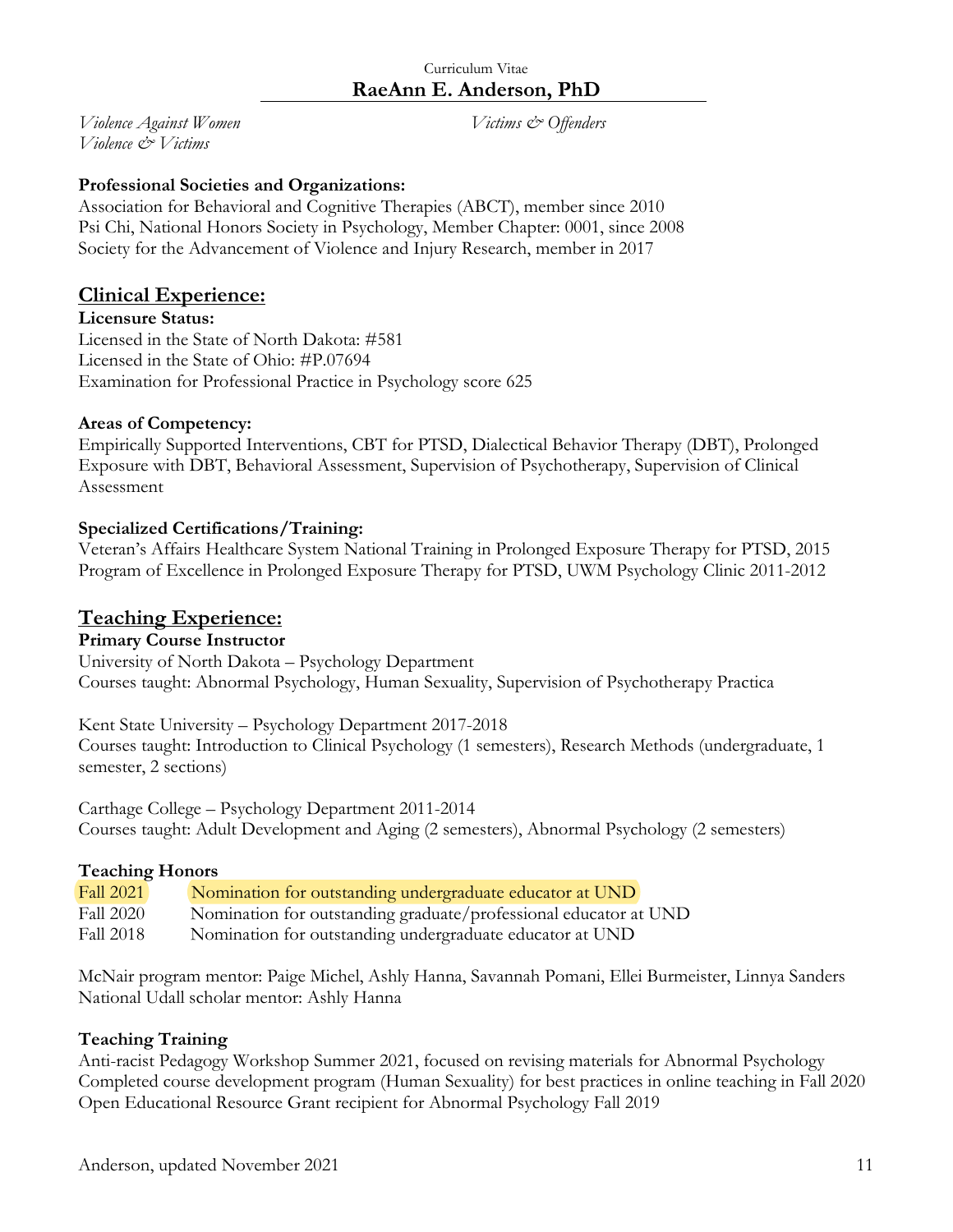*Violence Against Women*
*Violence & Victims*
*Victims & Offenders*

**Professional Societies and Organizations:**
Association for Behavioral and Cognitive Therapies (ABCT), member since 2010
Psi Chi, National Honors Society in Psychology, Member Chapter: 0001, since 2008
Society for the Advancement of Violence and Injury Research, member in 2017

## Clinical Experience:

**Licensure Status:**
Licensed in the State of North Dakota: #581
Licensed in the State of Ohio: #P.07694
Examination for Professional Practice in Psychology score 625

**Areas of Competency:**
Empirically Supported Interventions, CBT for PTSD, Dialectical Behavior Therapy (DBT), Prolonged Exposure with DBT, Behavioral Assessment, Supervision of Psychotherapy, Supervision of Clinical Assessment

**Specialized Certifications/Training:**
Veteran's Affairs Healthcare System National Training in Prolonged Exposure Therapy for PTSD, 2015
Program of Excellence in Prolonged Exposure Therapy for PTSD, UWM Psychology Clinic 2011-2012

## Teaching Experience:

**Primary Course Instructor**
University of North Dakota – Psychology Department
Courses taught: Abnormal Psychology, Human Sexuality, Supervision of Psychotherapy Practica

Kent State University – Psychology Department 2017-2018
Courses taught: Introduction to Clinical Psychology (1 semesters), Research Methods (undergraduate, 1 semester, 2 sections)

Carthage College – Psychology Department 2011-2014
Courses taught: Adult Development and Aging (2 semesters), Abnormal Psychology (2 semesters)

**Teaching Honors**

Fall 2021 Nomination for outstanding undergraduate educator at UND
Fall 2020 Nomination for outstanding graduate/professional educator at UND
Fall 2018 Nomination for outstanding undergraduate educator at UND

McNair program mentor: Paige Michel, Ashly Hanna, Savannah Pomani, Ellei Burmeister, Linnya Sanders
National Udall scholar mentor: Ashly Hanna

**Teaching Training**
Anti-racist Pedagogy Workshop Summer 2021, focused on revising materials for Abnormal Psychology
Completed course development program (Human Sexuality) for best practices in online teaching in Fall 2020
Open Educational Resource Grant recipient for Abnormal Psychology Fall 2019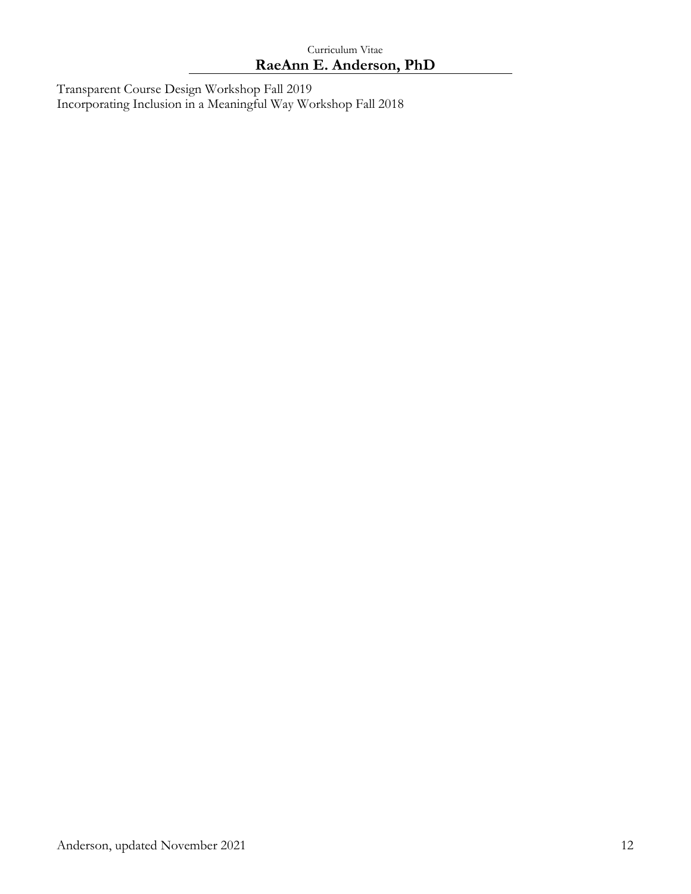Transparent Course Design Workshop Fall 2019
Incorporating Inclusion in a Meaningful Way Workshop Fall 2018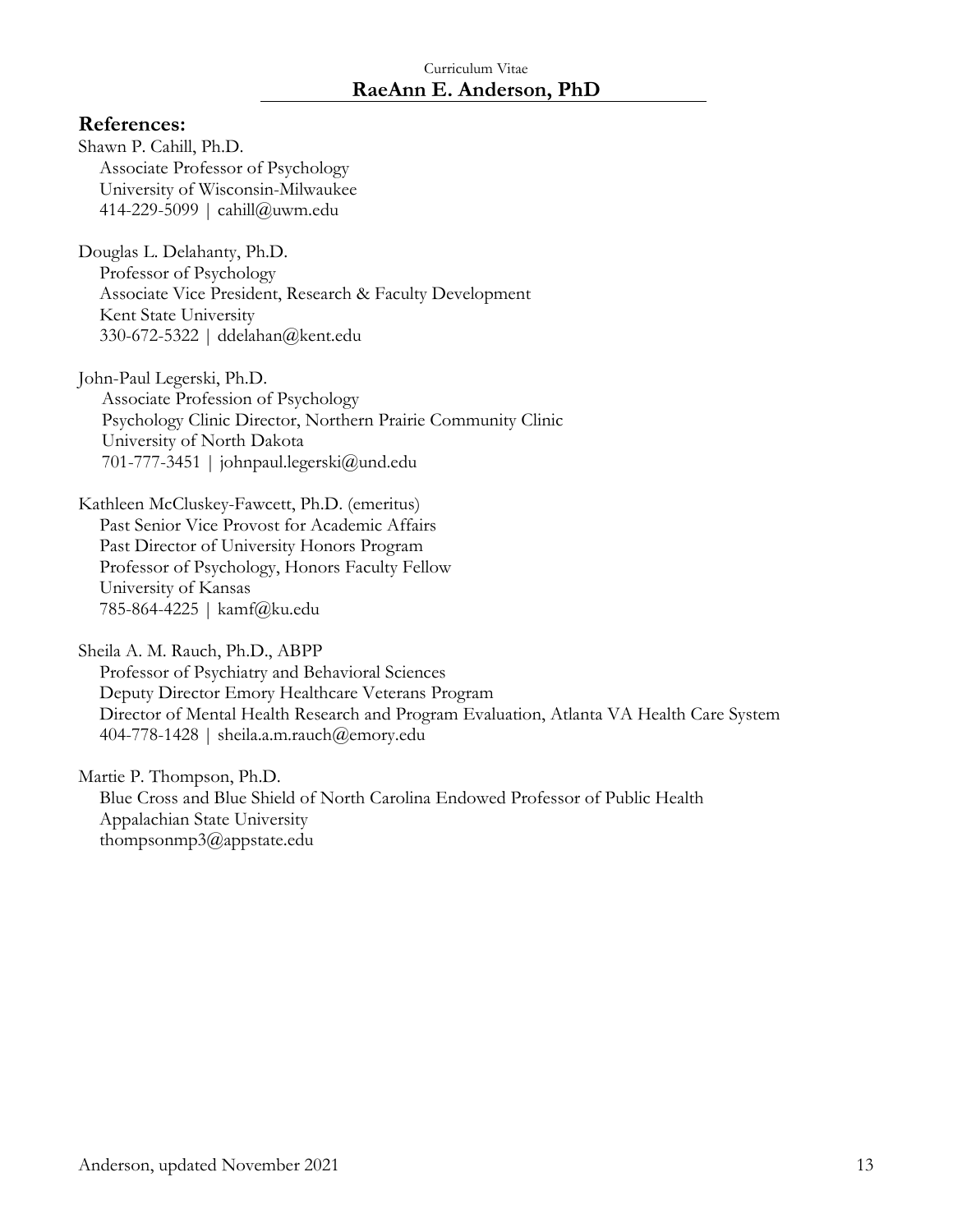## References:

Shawn P. Cahill, Ph.D.
Associate Professor of Psychology
University of Wisconsin-Milwaukee
414-229-5099 | cahill@uwm.edu

Douglas L. Delahanty, Ph.D.
Professor of Psychology
Associate Vice President, Research & Faculty Development
Kent State University
330-672-5322 | ddelahan@kent.edu

John-Paul Legerski, Ph.D.
Associate Profession of Psychology
Psychology Clinic Director, Northern Prairie Community Clinic
University of North Dakota
701-777-3451 | johnpaul.legerski@und.edu

Kathleen McCluskey-Fawcett, Ph.D. (emeritus)
Past Senior Vice Provost for Academic Affairs
Past Director of University Honors Program
Professor of Psychology, Honors Faculty Fellow
University of Kansas
785-864-4225 | kamf@ku.edu

Sheila A. M. Rauch, Ph.D., ABPP
Professor of Psychiatry and Behavioral Sciences
Deputy Director Emory Healthcare Veterans Program
Director of Mental Health Research and Program Evaluation, Atlanta VA Health Care System
404-778-1428 | sheila.a.m.rauch@emory.edu

Martie P. Thompson, Ph.D.
Blue Cross and Blue Shield of North Carolina Endowed Professor of Public Health
Appalachian State University
thompsonmp3@appstate.edu